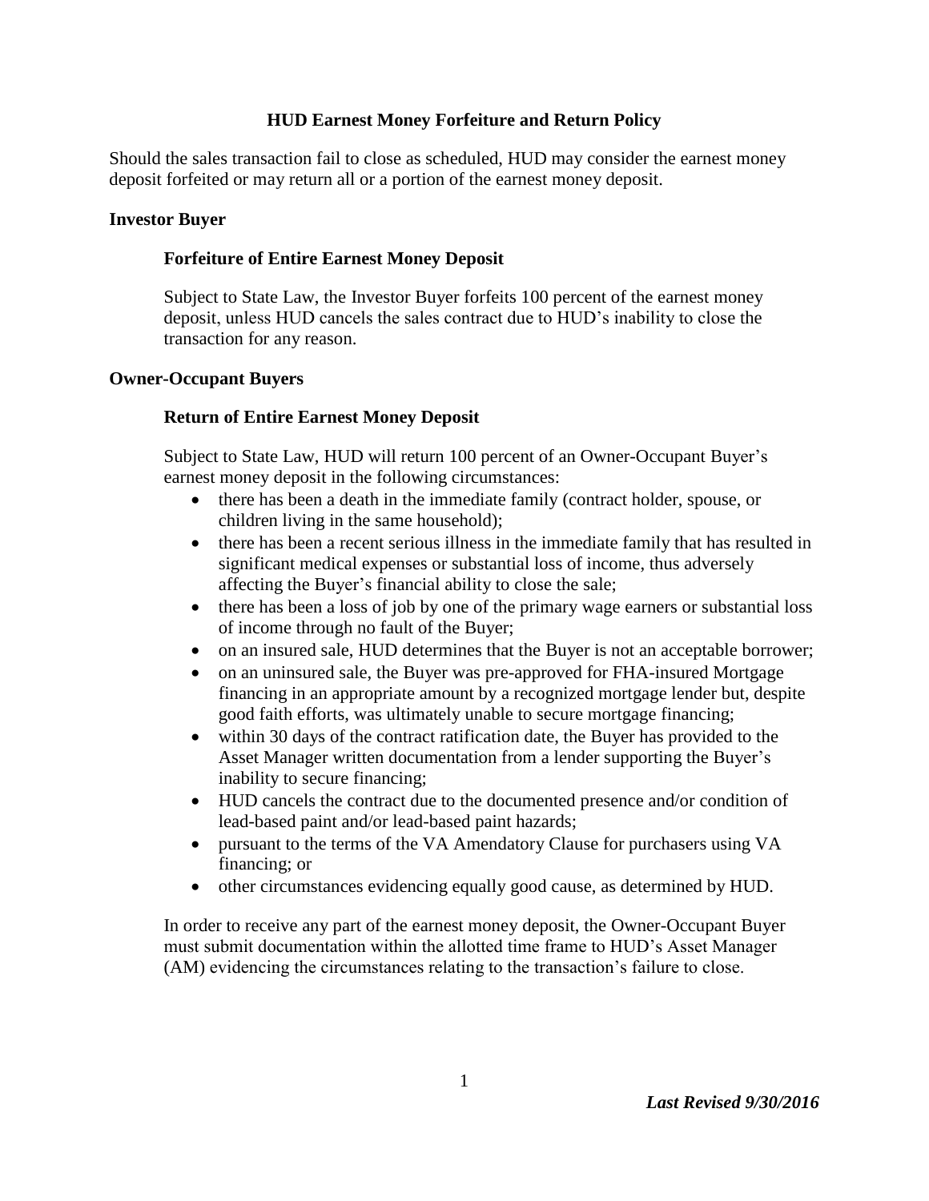# HUD Earnest Money Forfeiture and Return Policy

Should the sales transaction fail to close as scheduled, HUD may consider the earnest money deposit forfeited or may return all or a portion of the earnest money deposit.

## Investor Buyer

### Forfeiture of Entire Earnest Money Deposit

Subject to State Law, the Investor Buyer forfeits 100 percent of the earnest money deposit, unless HUD cancels the sales contract due to HUD's inability to close the transaction for any reason.

## Owner-Occupant Buyers

### Return of Entire Earnest Money Deposit

Subject to State Law, HUD will return 100 percent of an Owner-Occupant Buyer's earnest money deposit in the following circumstances:

- there has been a death in the immediate family (contract holder, spouse, or children living in the same household);
- there has been a recent serious illness in the immediate family that has resulted in significant medical expenses or substantial loss of income, thus adversely affecting the Buyer's financial ability to close the sale;
- there has been a loss of job by one of the primary wage earners or substantial loss of income through no fault of the Buyer;
- on an insured sale, HUD determines that the Buyer is not an acceptable borrower;
- on an uninsured sale, the Buyer was pre-approved for FHA-insured Mortgage financing in an appropriate amount by a recognized mortgage lender but, despite good faith efforts, was ultimately unable to secure mortgage financing;
- within 30 days of the contract ratification date, the Buyer has provided to the Asset Manager written documentation from a lender supporting the Buyer's inability to secure financing;
- HUD cancels the contract due to the documented presence and/or condition of lead-based paint and/or lead-based paint hazards;
- pursuant to the terms of the VA Amendatory Clause for purchasers using VA financing; or
- other circumstances evidencing equally good cause, as determined by HUD.

In order to receive any part of the earnest money deposit, the Owner-Occupant Buyer must submit documentation within the allotted time frame to HUD's Asset Manager (AM) evidencing the circumstances relating to the transaction's failure to close.

***Last Revised 9/30/2016***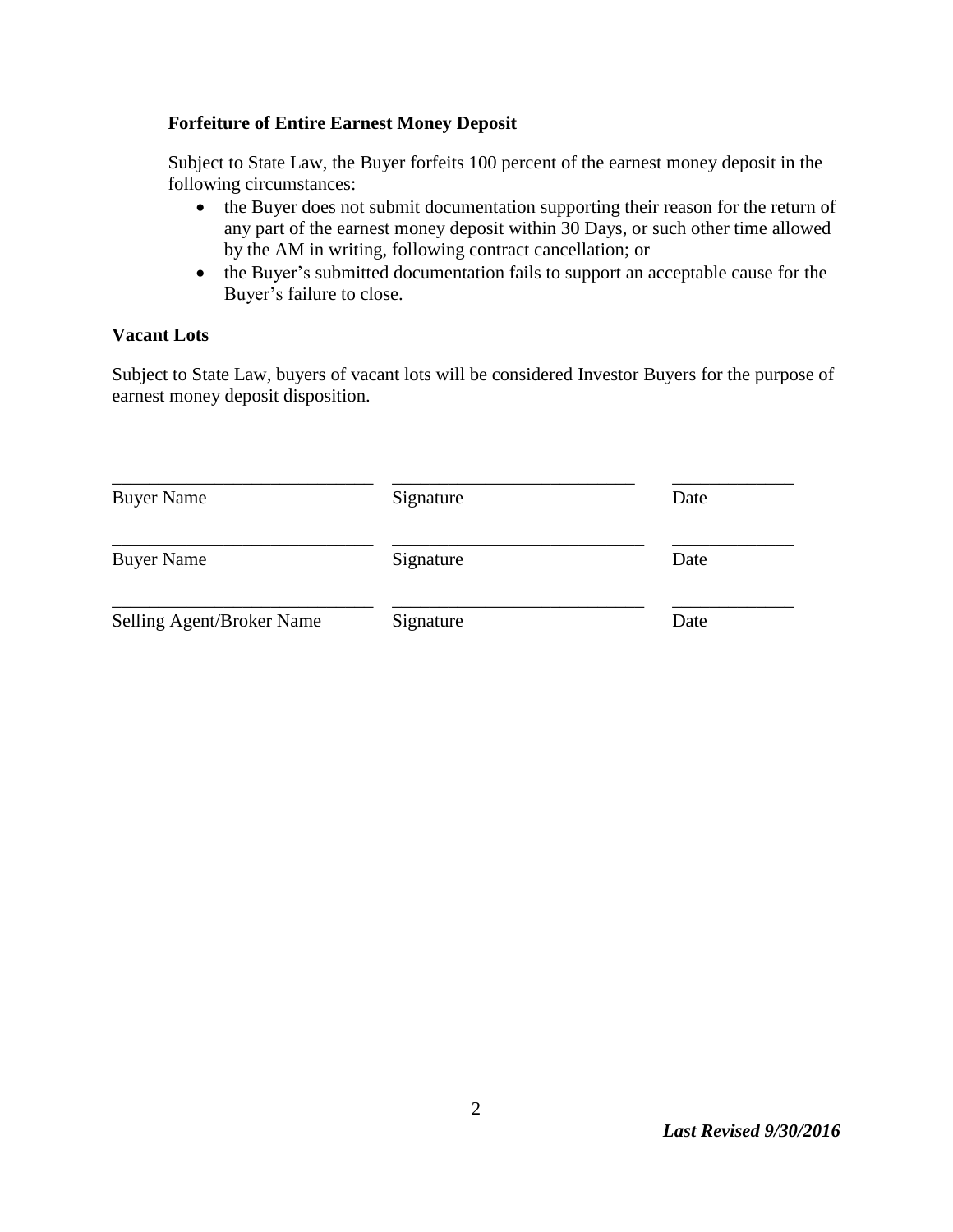**Forfeiture of Entire Earnest Money Deposit**

Subject to State Law, the Buyer forfeits 100 percent of the earnest money deposit in the following circumstances:

- the Buyer does not submit documentation supporting their reason for the return of any part of the earnest money deposit within 30 Days, or such other time allowed by the AM in writing, following contract cancellation; or
- the Buyer's submitted documentation fails to support an acceptable cause for the Buyer's failure to close.

**Vacant Lots**

Subject to State Law, buyers of vacant lots will be considered Investor Buyers for the purpose of earnest money deposit disposition.

| | | |
|---|---|---|
| ____________________________ | ____________________________ | _____________ |
| Buyer Name | Signature | Date |
| ____________________________ | ____________________________ | _____________ |
| Buyer Name | Signature | Date |
| ____________________________ | ____________________________ | _____________ |
| Selling Agent/Broker Name | Signature | Date |

***Last Revised 9/30/2016***